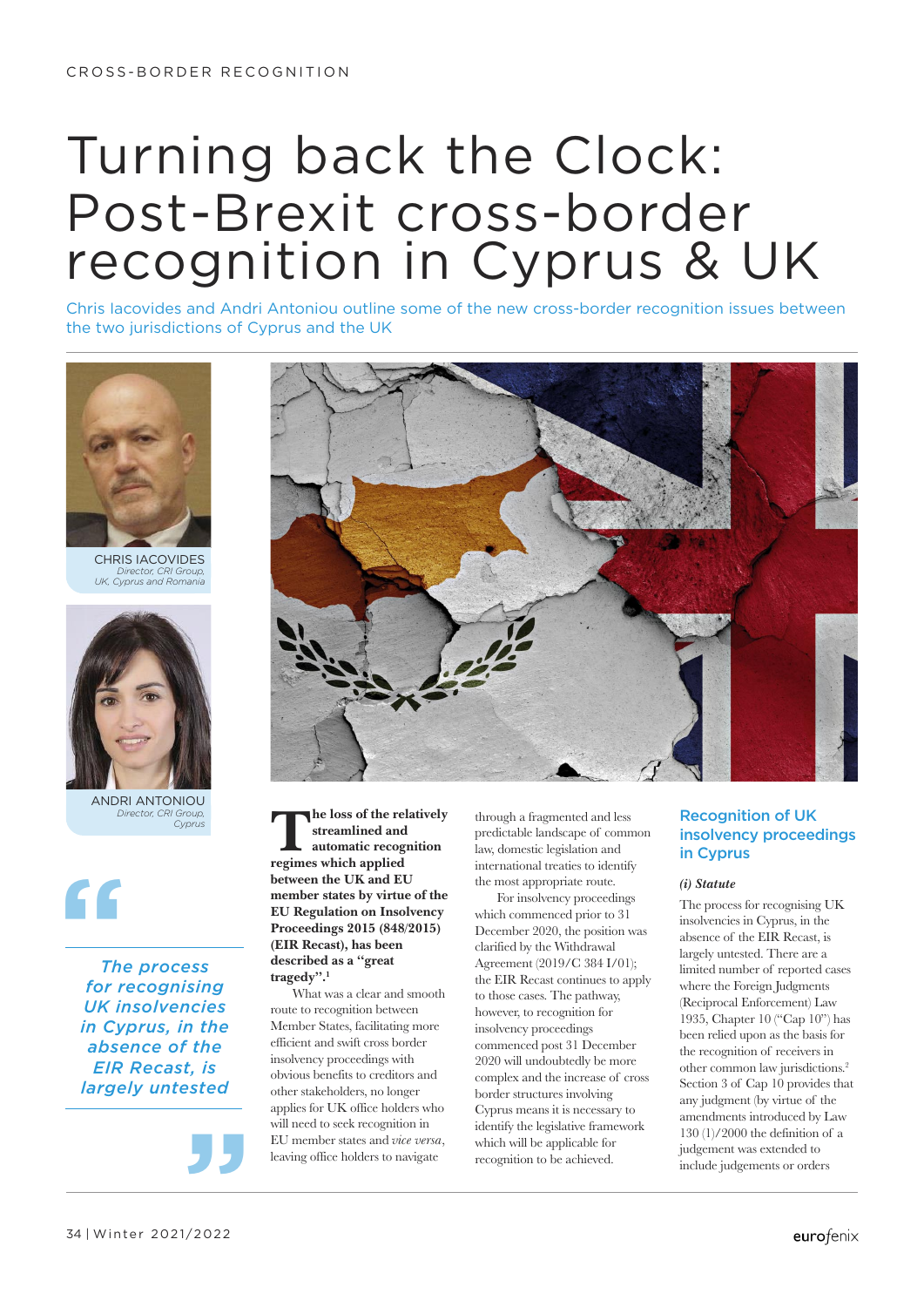CROSS-BORDER RECOGNITION

# Turning back the Clock: Post-Brexit cross-border recognition in Cyprus & UK

Chris Iacovides and Andri Antoniou outline some of the new cross-border recognition issues between the two jurisdictions of Cyprus and the UK

CHRIS IACOVIDES
*Director, CRI Group, UK, Cyprus and Romania*

ANDRI ANTONIOU
*Director, CRI Group, Cyprus*

> *The process for recognising UK insolvencies in Cyprus, in the absence of the EIR Recast, is largely untested*

**The loss of the relatively streamlined and automatic recognition regimes which applied between the UK and EU member states by virtue of the EU Regulation on Insolvency Proceedings 2015 (848/2015) (EIR Recast), has been described as a "great tragedy".[1]**

What was a clear and smooth route to recognition between Member States, facilitating more efficient and swift cross border insolvency proceedings with obvious benefits to creditors and other stakeholders, no longer applies for UK office holders who will need to seek recognition in EU member states and *vice versa*, leaving office holders to navigate through a fragmented and less predictable landscape of common law, domestic legislation and international treaties to identify the most appropriate route.

For insolvency proceedings which commenced prior to 31 December 2020, the position was clarified by the Withdrawal Agreement (2019/C 384 I/01); the EIR Recast continues to apply to those cases. The pathway, however, to recognition for insolvency proceedings commenced post 31 December 2020 will undoubtedly be more complex and the increase of cross border structures involving Cyprus means it is necessary to identify the legislative framework which will be applicable for recognition to be achieved.

## Recognition of UK insolvency proceedings in Cyprus

### *(i) Statute*

The process for recognising UK insolvencies in Cyprus, in the absence of the EIR Recast, is largely untested. There are a limited number of reported cases where the Foreign Judgments (Reciprocal Enforcement) Law 1935, Chapter 10 ("Cap 10") has been relied upon as the basis for the recognition of receivers in other common law jurisdictions.[2] Section 3 of Cap 10 provides that any judgment (by virtue of the amendments introduced by Law 130 (1)/2000 the definition of a judgement was extended to include judgements or orders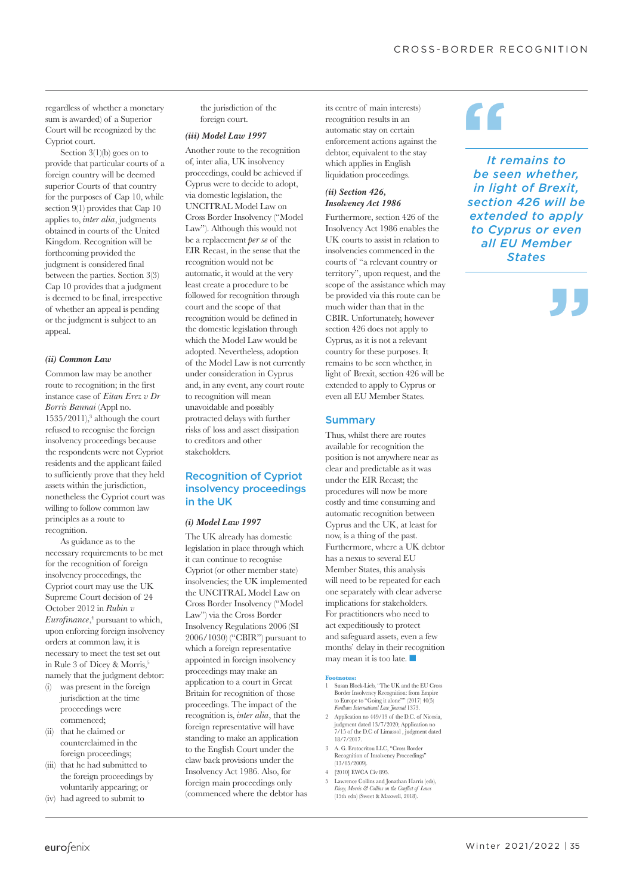regardless of whether a monetary sum is awarded) of a Superior Court will be recognized by the Cypriot court.

Section 3(1)(b) goes on to provide that particular courts of a foreign country will be deemed superior Courts of that country for the purposes of Cap 10, while section 9(1) provides that Cap 10 applies to, *inter alia*, judgments obtained in courts of the United Kingdom. Recognition will be forthcoming provided the judgment is considered final between the parties. Section 3(3) Cap 10 provides that a judgment is deemed to be final, irrespective of whether an appeal is pending or the judgment is subject to an appeal.

### *(ii) Common Law*

Common law may be another route to recognition; in the first instance case of *Eitan Erez v Dr Borris Bannai* (Appl no. 1535/2011),[3] although the court refused to recognise the foreign insolvency proceedings because the respondents were not Cypriot residents and the applicant failed to sufficiently prove that they held assets within the jurisdiction, nonetheless the Cypriot court was willing to follow common law principles as a route to recognition.

As guidance as to the necessary requirements to be met for the recognition of foreign insolvency proceedings, the Cypriot court may use the UK Supreme Court decision of 24 October 2012 in *Rubin v Eurofinance*,[4] pursuant to which, upon enforcing foreign insolvency orders at common law, it is necessary to meet the test set out in Rule 3 of Dicey & Morris,[5] namely that the judgment debtor:

(i) was present in the foreign jurisdiction at the time proceedings were commenced;
(ii) that he claimed or counterclaimed in the foreign proceedings;
(iii) that he had submitted to the foreign proceedings by voluntarily appearing; or
(iv) had agreed to submit to the jurisdiction of the foreign court.

### *(iii) Model Law 1997*

Another route to the recognition of, inter alia, UK insolvency proceedings, could be achieved if Cyprus were to decide to adopt, via domestic legislation, the UNCITRAL Model Law on Cross Border Insolvency ("Model Law"). Although this would not be a replacement *per se* of the EIR Recast, in the sense that the recognition would not be automatic, it would at the very least create a procedure to be followed for recognition through court and the scope of that recognition would be defined in the domestic legislation through which the Model Law would be adopted. Nevertheless, adoption of the Model Law is not currently under consideration in Cyprus and, in any event, any court route to recognition will mean unavoidable and possibly protracted delays with further risks of loss and asset dissipation to creditors and other stakeholders.

## Recognition of Cypriot insolvency proceedings in the UK

### *(i) Model Law 1997*

The UK already has domestic legislation in place through which it can continue to recognise Cypriot (or other member state) insolvencies; the UK implemented the UNCITRAL Model Law on Cross Border Insolvency ("Model Law") via the Cross Border Insolvency Regulations 2006 (SI 2006/1030) ("CBIR") pursuant to which a foreign representative appointed in foreign insolvency proceedings may make an application to a court in Great Britain for recognition of those proceedings. The impact of the recognition is, *inter alia*, that the foreign representative will have standing to make an application to the English Court under the claw back provisions under the Insolvency Act 1986. Also, for foreign main proceedings only (commenced where the debtor has its centre of main interests) recognition results in an automatic stay on certain enforcement actions against the debtor, equivalent to the stay which applies in English liquidation proceedings.

### *(ii) Section 426, Insolvency Act 1986*

Furthermore, section 426 of the Insolvency Act 1986 enables the UK courts to assist in relation to insolvencies commenced in the courts of "a relevant country or territory", upon request, and the scope of the assistance which may be provided via this route can be much wider than that in the CBIR. Unfortunately, however section 426 does not apply to Cyprus, as it is not a relevant country for these purposes. It remains to be seen whether, in light of Brexit, section 426 will be extended to apply to Cyprus or even all EU Member States.

> *It remains to be seen whether, in light of Brexit, section 426 will be extended to apply to Cyprus or even all EU Member States*

## Summary

Thus, whilst there are routes available for recognition the position is not anywhere near as clear and predictable as it was under the EIR Recast; the procedures will now be more costly and time consuming and automatic recognition between Cyprus and the UK, at least for now, is a thing of the past. Furthermore, where a UK debtor has a nexus to several EU Member States, this analysis will need to be repeated for each one separately with clear adverse implications for stakeholders. For practitioners who need to act expeditiously to protect and safeguard assets, even a few months' delay in their recognition may mean it is too late. ■

**Footnotes:**

1 Susan Block-Lieb, "The UK and the EU Cross Border Insolvency Recognition: from Empire to Europe to "Going it alone"" (2017) 40(5) *Fordham International Law Journal* 1373.

2 Application no 449/19 of the D.C. of Nicosia, judgment dated 13/7/2020; Application no 7/15 of the D.C of Limassol , judgment dated 18/7/2017.

3 A. G. Erotocritou LLC, "Cross Border Recognition of Insolvency Proceedings" (13/05/2009).

4 [2010] EWCA Civ 895.

5 Lawrence Collins and Jonathan Harris (eds), *Dicey, Morris & Collins on the Conflict of Laws* (15th edn) (Sweet & Maxwell, 2018).